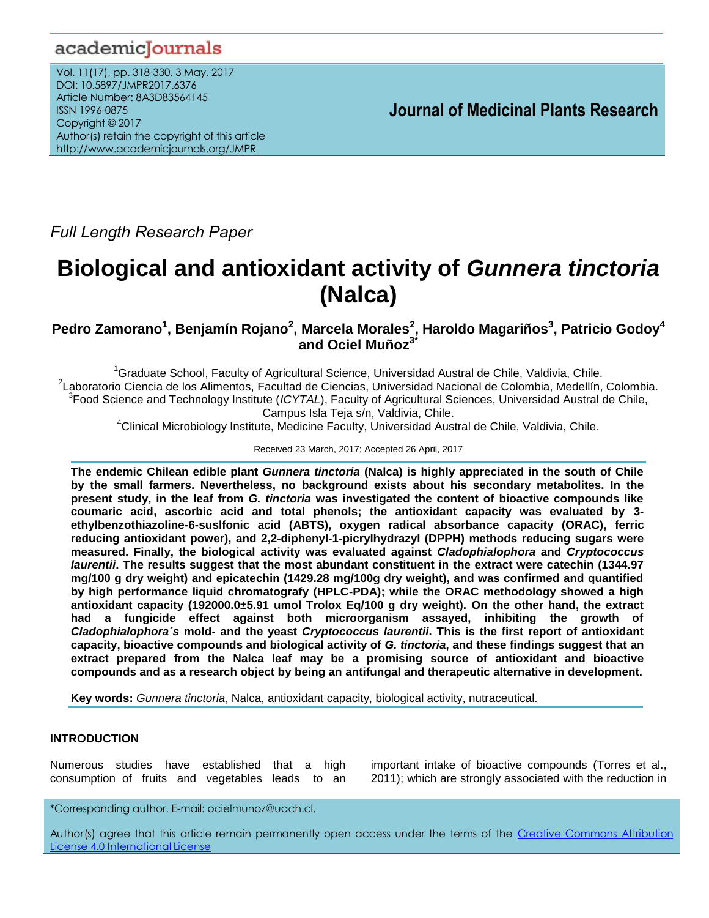*Full Length Research Paper*

# Biological and antioxidant activity of *Gunnera tinctoria* (Nalca)

**Pedro Zamorano[1], Benjamín Rojano[2], Marcela Morales[2], Haroldo Magariños[3], Patricio Godoy[4] and Ociel Muñoz[3*]**

[1]Graduate School, Faculty of Agricultural Science, Universidad Austral de Chile, Valdivia, Chile.
[2]Laboratorio Ciencia de los Alimentos, Facultad de Ciencias, Universidad Nacional de Colombia, Medellín, Colombia.
[3]Food Science and Technology Institute (*ICYTAL*), Faculty of Agricultural Sciences, Universidad Austral de Chile, Campus Isla Teja s/n, Valdivia, Chile.
[4]Clinical Microbiology Institute, Medicine Faculty, Universidad Austral de Chile, Valdivia, Chile.

Received 23 March, 2017; Accepted 26 April, 2017

**The endemic Chilean edible plant *Gunnera tinctoria* (Nalca) is highly appreciated in the south of Chile by the small farmers. Nevertheless, no background exists about his secondary metabolites. In the present study, in the leaf from *G. tinctoria* was investigated the content of bioactive compounds like coumaric acid, ascorbic acid and total phenols; the antioxidant capacity was evaluated by 3-ethylbenzothiazoline-6-suslfonic acid (ABTS), oxygen radical absorbance capacity (ORAC), ferric reducing antioxidant power), and 2,2-diphenyl-1-picrylhydrazyl (DPPH) methods reducing sugars were measured. Finally, the biological activity was evaluated against *Cladophialophora* and *Cryptococcus laurentii*. The results suggest that the most abundant constituent in the extract were catechin (1344.97 mg/100 g dry weight) and epicatechin (1429.28 mg/100g dry weight), and was confirmed and quantified by high performance liquid chromatografy (HPLC-PDA); while the ORAC methodology showed a high antioxidant capacity (192000.0±5.91 umol Trolox Eq/100 g dry weight). On the other hand, the extract had a fungicide effect against both microorganism assayed, inhibiting the growth of *Cladophialophora´s* mold- and the yeast *Cryptococcus laurentii*. This is the first report of antioxidant capacity, bioactive compounds and biological activity of *G. tinctoria*, and these findings suggest that an extract prepared from the Nalca leaf may be a promising source of antioxidant and bioactive compounds and as a research object by being an antifungal and therapeutic alternative in development.**

**Key words:** *Gunnera tinctoria*, Nalca, antioxidant capacity, biological activity, nutraceutical.

## INTRODUCTION

Numerous studies have established that a high consumption of fruits and vegetables leads to an important intake of bioactive compounds (Torres et al., 2011); which are strongly associated with the reduction in

*Corresponding author. E-mail: ocielmunoz@uach.cl.

Author(s) agree that this article remain permanently open access under the terms of the Creative Commons Attribution License 4.0 International License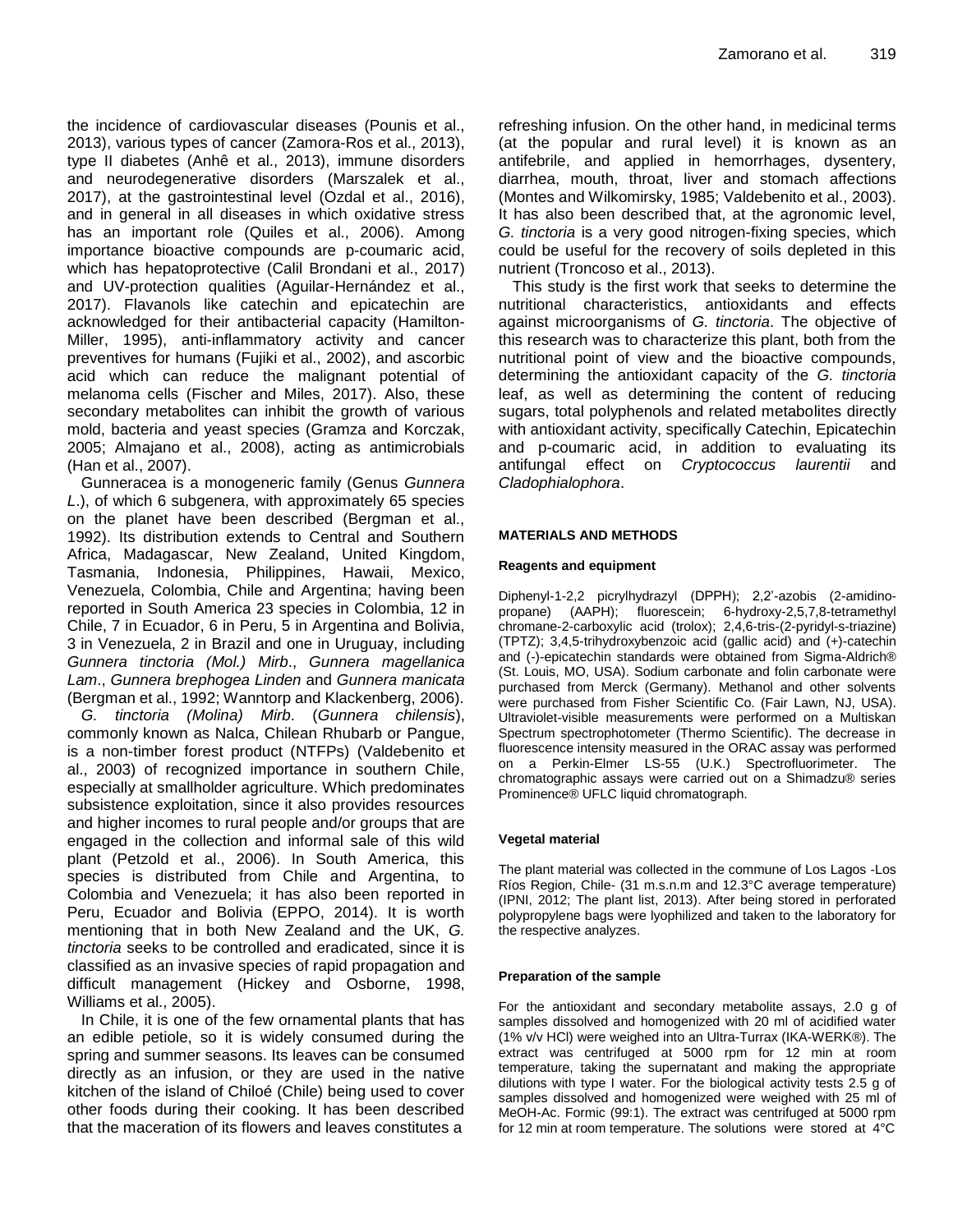the incidence of cardiovascular diseases (Pounis et al., 2013), various types of cancer (Zamora-Ros et al., 2013), type II diabetes (Anhê et al., 2013), immune disorders and neurodegenerative disorders (Marszalek et al., 2017), at the gastrointestinal level (Ozdal et al., 2016), and in general in all diseases in which oxidative stress has an important role (Quiles et al., 2006). Among importance bioactive compounds are p-coumaric acid, which has hepatoprotective (Calil Brondani et al., 2017) and UV-protection qualities (Aguilar-Hernández et al., 2017). Flavanols like catechin and epicatechin are acknowledged for their antibacterial capacity (Hamilton-Miller, 1995), anti-inflammatory activity and cancer preventives for humans (Fujiki et al., 2002), and ascorbic acid which can reduce the malignant potential of melanoma cells (Fischer and Miles, 2017). Also, these secondary metabolites can inhibit the growth of various mold, bacteria and yeast species (Gramza and Korczak, 2005; Almajano et al., 2008), acting as antimicrobials (Han et al., 2007).

Gunneracea is a monogeneric family (Genus *Gunnera L*.), of which 6 subgenera, with approximately 65 species on the planet have been described (Bergman et al., 1992). Its distribution extends to Central and Southern Africa, Madagascar, New Zealand, United Kingdom, Tasmania, Indonesia, Philippines, Hawaii, Mexico, Venezuela, Colombia, Chile and Argentina; having been reported in South America 23 species in Colombia, 12 in Chile, 7 in Ecuador, 6 in Peru, 5 in Argentina and Bolivia, 3 in Venezuela, 2 in Brazil and one in Uruguay, including *Gunnera tinctoria (Mol.) Mirb*., *Gunnera magellanica Lam*., *Gunnera brephogea Linden* and *Gunnera manicata* (Bergman et al., 1992; Wanntorp and Klackenberg, 2006).

*G. tinctoria (Molina) Mirb*. (*Gunnera chilensis*), commonly known as Nalca, Chilean Rhubarb or Pangue, is a non-timber forest product (NTFPs) (Valdebenito et al., 2003) of recognized importance in southern Chile, especially at smallholder agriculture. Which predominates subsistence exploitation, since it also provides resources and higher incomes to rural people and/or groups that are engaged in the collection and informal sale of this wild plant (Petzold et al., 2006). In South America, this species is distributed from Chile and Argentina, to Colombia and Venezuela; it has also been reported in Peru, Ecuador and Bolivia (EPPO, 2014). It is worth mentioning that in both New Zealand and the UK, *G. tinctoria* seeks to be controlled and eradicated, since it is classified as an invasive species of rapid propagation and difficult management (Hickey and Osborne, 1998, Williams et al., 2005).

In Chile, it is one of the few ornamental plants that has an edible petiole, so it is widely consumed during the spring and summer seasons. Its leaves can be consumed directly as an infusion, or they are used in the native kitchen of the island of Chiloé (Chile) being used to cover other foods during their cooking. It has been described that the maceration of its flowers and leaves constitutes a refreshing infusion. On the other hand, in medicinal terms (at the popular and rural level) it is known as an antifebrile, and applied in hemorrhages, dysentery, diarrhea, mouth, throat, liver and stomach affections (Montes and Wilkomirsky, 1985; Valdebenito et al., 2003). It has also been described that, at the agronomic level, *G. tinctoria* is a very good nitrogen-fixing species, which could be useful for the recovery of soils depleted in this nutrient (Troncoso et al., 2013).

This study is the first work that seeks to determine the nutritional characteristics, antioxidants and effects against microorganisms of *G. tinctoria*. The objective of this research was to characterize this plant, both from the nutritional point of view and the bioactive compounds, determining the antioxidant capacity of the *G. tinctoria* leaf, as well as determining the content of reducing sugars, total polyphenols and related metabolites directly with antioxidant activity, specifically Catechin, Epicatechin and p-coumaric acid, in addition to evaluating its antifungal effect on *Cryptococcus laurentii* and *Cladophialophora*.

## MATERIALS AND METHODS

### Reagents and equipment

Diphenyl-1-2,2 picrylhydrazyl (DPPH); 2,2'-azobis (2-amidino-propane) (AAPH); fluorescein; 6-hydroxy-2,5,7,8-tetramethyl chromane-2-carboxylic acid (trolox); 2,4,6-tris-(2-pyridyl-s-triazine) (TPTZ); 3,4,5-trihydroxybenzoic acid (gallic acid) and (+)-catechin and (-)-epicatechin standards were obtained from Sigma-Aldrich® (St. Louis, MO, USA). Sodium carbonate and folin carbonate were purchased from Merck (Germany). Methanol and other solvents were purchased from Fisher Scientific Co. (Fair Lawn, NJ, USA). Ultraviolet-visible measurements were performed on a Multiskan Spectrum spectrophotometer (Thermo Scientific). The decrease in fluorescence intensity measured in the ORAC assay was performed on a Perkin-Elmer LS-55 (U.K.) Spectrofluorimeter. The chromatographic assays were carried out on a Shimadzu® series Prominence® UFLC liquid chromatograph.

### Vegetal material

The plant material was collected in the commune of Los Lagos -Los Ríos Region, Chile- (31 m.s.n.m and 12.3°C average temperature) (IPNI, 2012; The plant list, 2013). After being stored in perforated polypropylene bags were lyophilized and taken to the laboratory for the respective analyzes.

### Preparation of the sample

For the antioxidant and secondary metabolite assays, 2.0 g of samples dissolved and homogenized with 20 ml of acidified water (1% v/v HCl) were weighed into an Ultra-Turrax (IKA-WERK®). The extract was centrifuged at 5000 rpm for 12 min at room temperature, taking the supernatant and making the appropriate dilutions with type I water. For the biological activity tests 2.5 g of samples dissolved and homogenized were weighed with 25 ml of MeOH-Ac. Formic (99:1). The extract was centrifuged at 5000 rpm for 12 min at room temperature. The solutions were stored at 4°C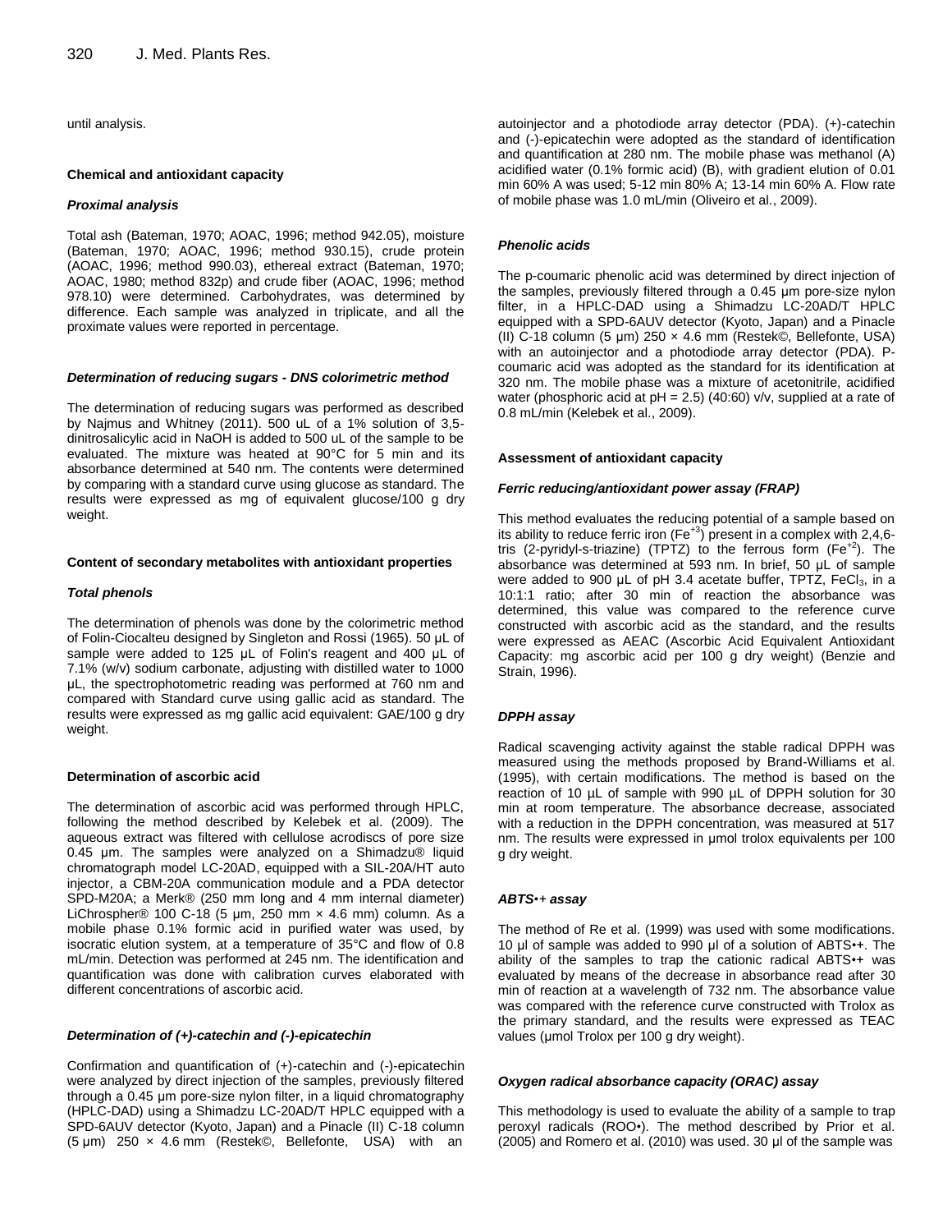until analysis.

### Chemical and antioxidant capacity

#### *Proximal analysis*

Total ash (Bateman, 1970; AOAC, 1996; method 942.05), moisture (Bateman, 1970; AOAC, 1996; method 930.15), crude protein (AOAC, 1996; method 990.03), ethereal extract (Bateman, 1970; AOAC, 1980; method 832p) and crude fiber (AOAC, 1996; method 978.10) were determined. Carbohydrates, was determined by difference. Each sample was analyzed in triplicate, and all the proximate values were reported in percentage.

#### *Determination of reducing sugars - DNS colorimetric method*

The determination of reducing sugars was performed as described by Najmus and Whitney (2011). 500 uL of a 1% solution of 3,5-dinitrosalicylic acid in NaOH is added to 500 uL of the sample to be evaluated. The mixture was heated at 90°C for 5 min and its absorbance determined at 540 nm. The contents were determined by comparing with a standard curve using glucose as standard. The results were expressed as mg of equivalent glucose/100 g dry weight.

### Content of secondary metabolites with antioxidant properties

#### *Total phenols*

The determination of phenols was done by the colorimetric method of Folin-Ciocalteu designed by Singleton and Rossi (1965). 50 µL of sample were added to 125 µL of Folin's reagent and 400 µL of 7.1% (w/v) sodium carbonate, adjusting with distilled water to 1000 µL, the spectrophotometric reading was performed at 760 nm and compared with Standard curve using gallic acid as standard. The results were expressed as mg gallic acid equivalent: GAE/100 g dry weight.

### Determination of ascorbic acid

The determination of ascorbic acid was performed through HPLC, following the method described by Kelebek et al. (2009). The aqueous extract was filtered with cellulose acrodiscs of pore size 0.45 µm. The samples were analyzed on a Shimadzu® liquid chromatograph model LC-20AD, equipped with a SIL-20A/HT auto injector, a CBM-20A communication module and a PDA detector SPD-M20A; a Merk® (250 mm long and 4 mm internal diameter) LiChrospher® 100 C-18 (5 µm, 250 mm × 4.6 mm) column. As a mobile phase 0.1% formic acid in purified water was used, by isocratic elution system, at a temperature of 35°C and flow of 0.8 mL/min. Detection was performed at 245 nm. The identification and quantification was done with calibration curves elaborated with different concentrations of ascorbic acid.

#### *Determination of (+)-catechin and (-)-epicatechin*

Confirmation and quantification of (+)-catechin and (-)-epicatechin were analyzed by direct injection of the samples, previously filtered through a 0.45 µm pore-size nylon filter, in a liquid chromatography (HPLC-DAD) using a Shimadzu LC-20AD/T HPLC equipped with a SPD-6AUV detector (Kyoto, Japan) and a Pinacle (II) C-18 column (5 µm) 250 × 4.6 mm (Restek©, Bellefonte, USA) with an autoinjector and a photodiode array detector (PDA). (+)-catechin and (-)-epicatechin were adopted as the standard of identification and quantification at 280 nm. The mobile phase was methanol (A) acidified water (0.1% formic acid) (B), with gradient elution of 0.01 min 60% A was used; 5-12 min 80% A; 13-14 min 60% A. Flow rate of mobile phase was 1.0 mL/min (Oliveiro et al., 2009).

#### *Phenolic acids*

The p-coumaric phenolic acid was determined by direct injection of the samples, previously filtered through a 0.45 µm pore-size nylon filter, in a HPLC-DAD using a Shimadzu LC-20AD/T HPLC equipped with a SPD-6AUV detector (Kyoto, Japan) and a Pinacle (II) C-18 column (5 µm) 250 × 4.6 mm (Restek©, Bellefonte, USA) with an autoinjector and a photodiode array detector (PDA). P-coumaric acid was adopted as the standard for its identification at 320 nm. The mobile phase was a mixture of acetonitrile, acidified water (phosphoric acid at pH = 2.5) (40:60) v/v, supplied at a rate of 0.8 mL/min (Kelebek et al., 2009).

### Assessment of antioxidant capacity

#### *Ferric reducing/antioxidant power assay (FRAP)*

This method evaluates the reducing potential of a sample based on its ability to reduce ferric iron ($Fe^{+3}$) present in a complex with 2,4,6-tris (2-pyridyl-s-triazine) (TPTZ) to the ferrous form ($Fe^{+2}$). The absorbance was determined at 593 nm. In brief, 50 µL of sample were added to 900 µL of pH 3.4 acetate buffer, TPTZ, $FeCl_3$, in a 10:1:1 ratio; after 30 min of reaction the absorbance was determined, this value was compared to the reference curve constructed with ascorbic acid as the standard, and the results were expressed as AEAC (Ascorbic Acid Equivalent Antioxidant Capacity: mg ascorbic acid per 100 g dry weight) (Benzie and Strain, 1996).

#### *DPPH assay*

Radical scavenging activity against the stable radical DPPH was measured using the methods proposed by Brand-Williams et al. (1995), with certain modifications. The method is based on the reaction of 10 µL of sample with 990 µL of DPPH solution for 30 min at room temperature. The absorbance decrease, associated with a reduction in the DPPH concentration, was measured at 517 nm. The results were expressed in µmol trolox equivalents per 100 g dry weight.

#### *ABTS•+ assay*

The method of Re et al. (1999) was used with some modifications. 10 µl of sample was added to 990 µl of a solution of ABTS•+. The ability of the samples to trap the cationic radical ABTS•+ was evaluated by means of the decrease in absorbance read after 30 min of reaction at a wavelength of 732 nm. The absorbance value was compared with the reference curve constructed with Trolox as the primary standard, and the results were expressed as TEAC values (µmol Trolox per 100 g dry weight).

#### *Oxygen radical absorbance capacity (ORAC) assay*

This methodology is used to evaluate the ability of a sample to trap peroxyl radicals (ROO•). The method described by Prior et al. (2005) and Romero et al. (2010) was used. 30 µl of the sample was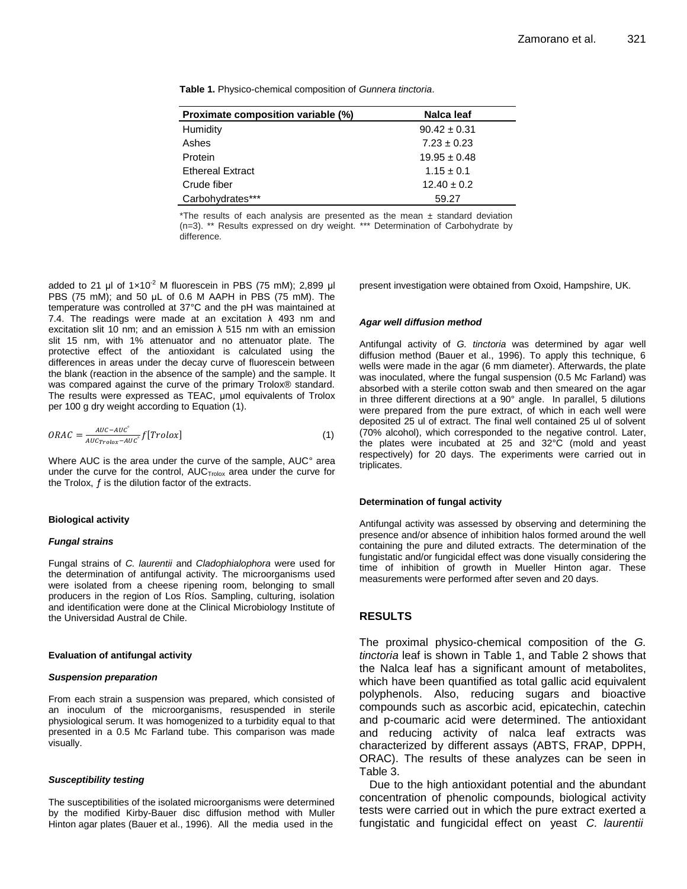**Table 1.** Physico-chemical composition of *Gunnera tinctoria*.

| Proximate composition variable (%) | Nalca leaf |
|---|---|
| Humidity | 90.42 ± 0.31 |
| Ashes | 7.23 ± 0.23 |
| Protein | 19.95 ± 0.48 |
| Ethereal Extract | 1.15 ± 0.1 |
| Crude fiber | 12.40 ± 0.2 |
| Carbohydrates*** | 59.27 |

*The results of each analysis are presented as the mean ± standard deviation (n=3). ** Results expressed on dry weight. *** Determination of Carbohydrate by difference.

added to 21 µl of $1×10^{-2}$ M fluorescein in PBS (75 mM); 2,899 µl PBS (75 mM); and 50 µL of 0.6 M AAPH in PBS (75 mM). The temperature was controlled at 37°C and the pH was maintained at 7.4. The readings were made at an excitation λ 493 nm and excitation slit 10 nm; and an emission λ 515 nm with an emission slit 15 nm, with 1% attenuator and no attenuator plate. The protective effect of the antioxidant is calculated using the differences in areas under the decay curve of fluorescein between the blank (reaction in the absence of the sample) and the sample. It was compared against the curve of the primary Trolox® standard. The results were expressed as TEAC, µmol equivalents of Trolox per 100 g dry weight according to Equation (1).

$$ORAC = \frac{AUC - AUC^{\circ}}{AUC_{Trolox} - AUC^{\circ}} f[Trolox] \quad (1)$$

Where AUC is the area under the curve of the sample, AUC° area under the curve for the control, $AUC_{Trolox}$ area under the curve for the Trolox, $f$ is the dilution factor of the extracts.

#### Biological activity

##### *Fungal strains*

Fungal strains of *C. laurentii* and *Cladophialophora* were used for the determination of antifungal activity. The microorganisms used were isolated from a cheese ripening room, belonging to small producers in the region of Los Ríos. Sampling, culturing, isolation and identification were done at the Clinical Microbiology Institute of the Universidad Austral de Chile.

#### Evaluation of antifungal activity

##### *Suspension preparation*

From each strain a suspension was prepared, which consisted of an inoculum of the microorganisms, resuspended in sterile physiological serum. It was homogenized to a turbidity equal to that presented in a 0.5 Mc Farland tube. This comparison was made visually.

##### *Susceptibility testing*

The susceptibilities of the isolated microorganisms were determined by the modified Kirby-Bauer disc diffusion method with Muller Hinton agar plates (Bauer et al., 1996). All the media used in the present investigation were obtained from Oxoid, Hampshire, UK.

##### *Agar well diffusion method*

Antifungal activity of *G. tinctoria* was determined by agar well diffusion method (Bauer et al., 1996). To apply this technique, 6 wells were made in the agar (6 mm diameter). Afterwards, the plate was inoculated, where the fungal suspension (0.5 Mc Farland) was absorbed with a sterile cotton swab and then smeared on the agar in three different directions at a 90° angle. In parallel, 5 dilutions were prepared from the pure extract, of which in each well were deposited 25 ul of extract. The final well contained 25 ul of solvent (70% alcohol), which corresponded to the negative control. Later, the plates were incubated at 25 and 32°C (mold and yeast respectively) for 20 days. The experiments were carried out in triplicates.

#### Determination of fungal activity

Antifungal activity was assessed by observing and determining the presence and/or absence of inhibition halos formed around the well containing the pure and diluted extracts. The determination of the fungistatic and/or fungicidal effect was done visually considering the time of inhibition of growth in Mueller Hinton agar. These measurements were performed after seven and 20 days.

## RESULTS

The proximal physico-chemical composition of the *G. tinctoria* leaf is shown in Table 1, and Table 2 shows that the Nalca leaf has a significant amount of metabolites, which have been quantified as total gallic acid equivalent polyphenols. Also, reducing sugars and bioactive compounds such as ascorbic acid, epicatechin, catechin and p-coumaric acid were determined. The antioxidant and reducing activity of nalca leaf extracts was characterized by different assays (ABTS, FRAP, DPPH, ORAC). The results of these analyzes can be seen in Table 3.

Due to the high antioxidant potential and the abundant concentration of phenolic compounds, biological activity tests were carried out in which the pure extract exerted a fungistatic and fungicidal effect on yeast *C. laurentii*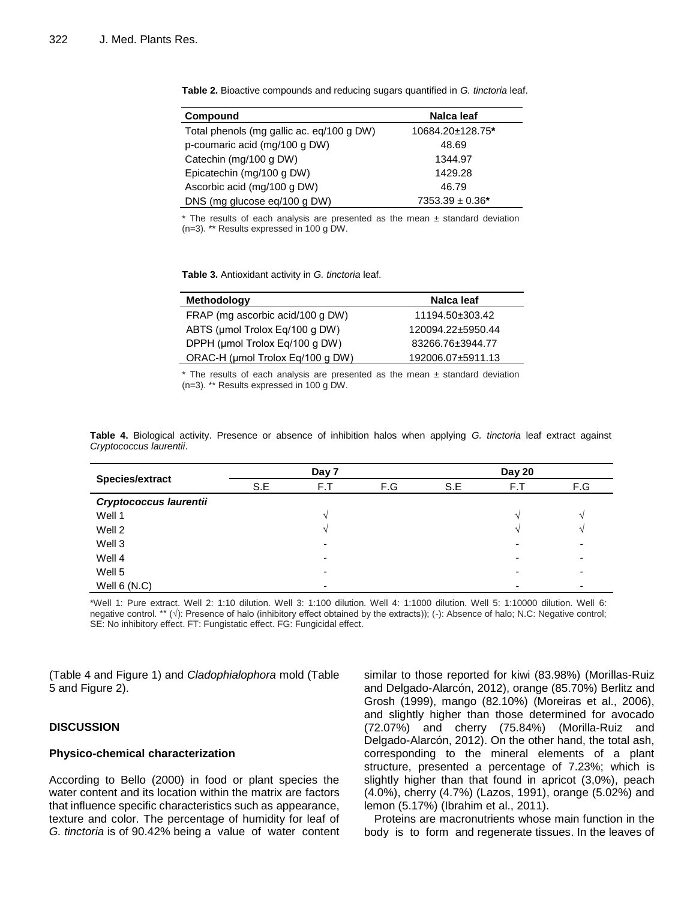**Table 2.** Bioactive compounds and reducing sugars quantified in *G. tinctoria* leaf.

| Compound | Nalca leaf |
|---|---|
| Total phenols (mg gallic ac. eq/100 g DW) | 10684.20±128.75* |
| p-coumaric acid (mg/100 g DW) | 48.69 |
| Catechin (mg/100 g DW) | 1344.97 |
| Epicatechin (mg/100 g DW) | 1429.28 |
| Ascorbic acid (mg/100 g DW) | 46.79 |
| DNS (mg glucose eq/100 g DW) | 7353.39 ± 0.36* |

\* The results of each analysis are presented as the mean ± standard deviation (n=3). ** Results expressed in 100 g DW.

**Table 3.** Antioxidant activity in *G. tinctoria* leaf.

| Methodology | Nalca leaf |
|---|---|
| FRAP (mg ascorbic acid/100 g DW) | 11194.50±303.42 |
| ABTS (µmol Trolox Eq/100 g DW) | 120094.22±5950.44 |
| DPPH (µmol Trolox Eq/100 g DW) | 83266.76±3944.77 |
| ORAC-H (µmol Trolox Eq/100 g DW) | 192006.07±5911.13 |

\* The results of each analysis are presented as the mean ± standard deviation (n=3). ** Results expressed in 100 g DW.

**Table 4.** Biological activity. Presence or absence of inhibition halos when applying *G. tinctoria* leaf extract against *Cryptococcus laurentii*.

| Species/extract | Day 7 | | | Day 20 | | |
|---|---|---|---|---|---|---|
| | S.E | F.T | F.G | S.E | F.T | F.G |
| ***Cryptococcus laurentii*** | | | | | | |
| Well 1 | | √ | | | √ | √ |
| Well 2 | | √ | | | √ | √ |
| Well 3 | | - | | | - | - |
| Well 4 | | - | | | - | - |
| Well 5 | | - | | | - | - |
| Well 6 (N.C) | | - | | | - | - |

*Well 1: Pure extract. Well 2: 1:10 dilution. Well 3: 1:100 dilution. Well 4: 1:1000 dilution. Well 5: 1:10000 dilution. Well 6: negative control. ** (√): Presence of halo (inhibitory effect obtained by the extracts)); (-): Absence of halo; N.C: Negative control; SE: No inhibitory effect. FT: Fungistatic effect. FG: Fungicidal effect.

(Table 4 and Figure 1) and *Cladophialophora* mold (Table 5 and Figure 2).

## DISCUSSION

### Physico-chemical characterization

According to Bello (2000) in food or plant species the water content and its location within the matrix are factors that influence specific characteristics such as appearance, texture and color. The percentage of humidity for leaf of *G. tinctoria* is of 90.42% being a value of water content similar to those reported for kiwi (83.98%) (Morillas-Ruiz and Delgado-Alarcón, 2012), orange (85.70%) Berlitz and Grosh (1999), mango (82.10%) (Moreiras et al., 2006), and slightly higher than those determined for avocado (72.07%) and cherry (75.84%) (Morilla-Ruiz and Delgado-Alarcón, 2012). On the other hand, the total ash, corresponding to the mineral elements of a plant structure, presented a percentage of 7.23%; which is slightly higher than that found in apricot (3,0%), peach (4.0%), cherry (4.7%) (Lazos, 1991), orange (5.02%) and lemon (5.17%) (Ibrahim et al., 2011).

Proteins are macronutrients whose main function in the body is to form and regenerate tissues. In the leaves of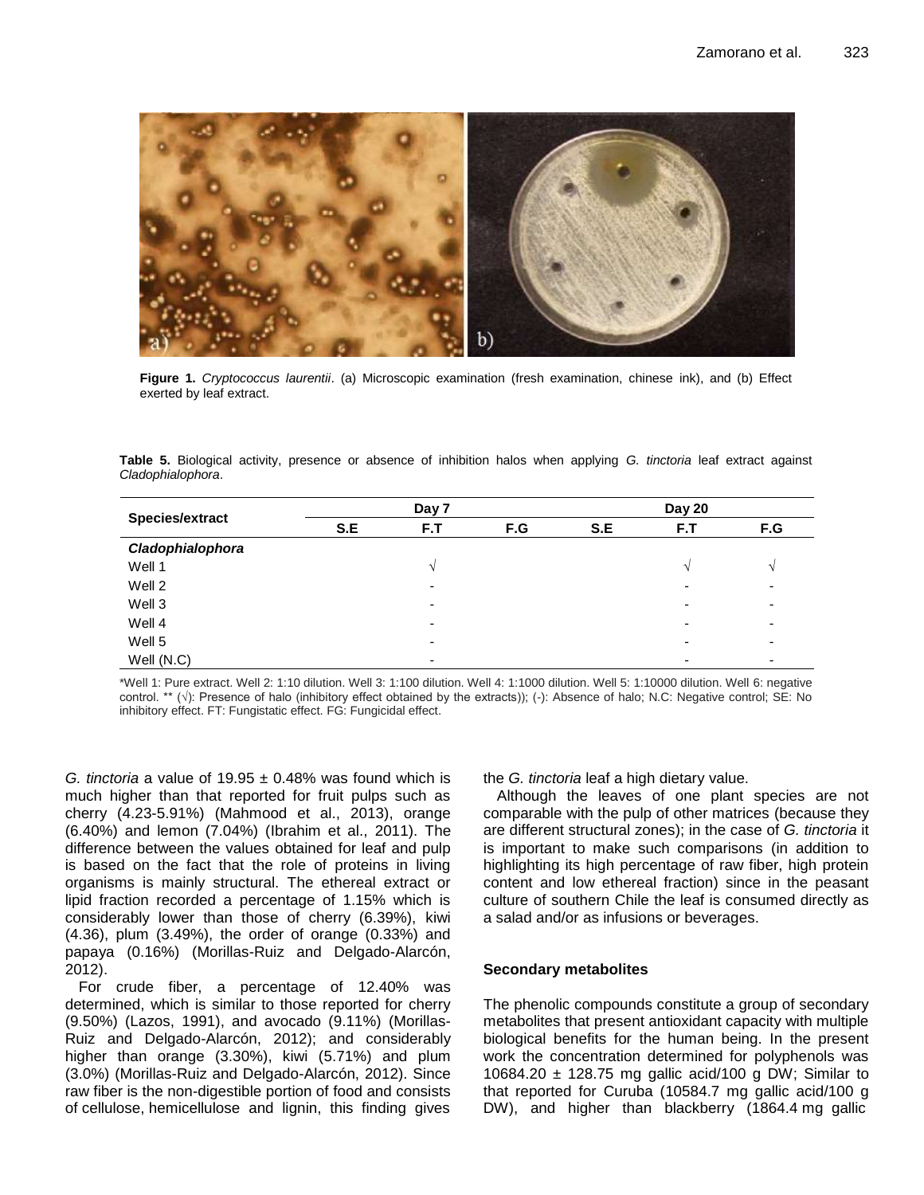**Figure 1.** *Cryptococcus laurentii*. (a) Microscopic examination (fresh examination, chinese ink), and (b) Effect exerted by leaf extract.

**Table 5.** Biological activity, presence or absence of inhibition halos when applying *G. tinctoria* leaf extract against *Cladophialophora*.

| Species/extract | Day 7 | | | Day 20 | | |
|---|---|---|---|---|---|---|
| | S.E | F.T | F.G | S.E | F.T | F.G |
| ***Cladophialophora*** | | | | | | |
| Well 1 | | √ | | | √ | √ |
| Well 2 | | - | | | - | - |
| Well 3 | | - | | | - | - |
| Well 4 | | - | | | - | - |
| Well 5 | | - | | | - | - |
| Well (N.C) | | - | | | - | - |

*Well 1: Pure extract. Well 2: 1:10 dilution. Well 3: 1:100 dilution. Well 4: 1:1000 dilution. Well 5: 1:10000 dilution. Well 6: negative control. ** (√): Presence of halo (inhibitory effect obtained by the extracts)); (-): Absence of halo; N.C: Negative control; SE: No inhibitory effect. FT: Fungistatic effect. FG: Fungicidal effect.

*G. tinctoria* a value of 19.95 ± 0.48% was found which is much higher than that reported for fruit pulps such as cherry (4.23-5.91%) (Mahmood et al., 2013), orange (6.40%) and lemon (7.04%) (Ibrahim et al., 2011). The difference between the values obtained for leaf and pulp is based on the fact that the role of proteins in living organisms is mainly structural. The ethereal extract or lipid fraction recorded a percentage of 1.15% which is considerably lower than those of cherry (6.39%), kiwi (4.36), plum (3.49%), the order of orange (0.33%) and papaya (0.16%) (Morillas-Ruiz and Delgado-Alarcón, 2012).

For crude fiber, a percentage of 12.40% was determined, which is similar to those reported for cherry (9.50%) (Lazos, 1991), and avocado (9.11%) (Morillas-Ruiz and Delgado-Alarcón, 2012); and considerably higher than orange (3.30%), kiwi (5.71%) and plum (3.0%) (Morillas-Ruiz and Delgado-Alarcón, 2012). Since raw fiber is the non-digestible portion of food and consists of cellulose, hemicellulose and lignin, this finding gives the *G. tinctoria* leaf a high dietary value.

Although the leaves of one plant species are not comparable with the pulp of other matrices (because they are different structural zones); in the case of *G. tinctoria* it is important to make such comparisons (in addition to highlighting its high percentage of raw fiber, high protein content and low ethereal fraction) since in the peasant culture of southern Chile the leaf is consumed directly as a salad and/or as infusions or beverages.

## Secondary metabolites

The phenolic compounds constitute a group of secondary metabolites that present antioxidant capacity with multiple biological benefits for the human being. In the present work the concentration determined for polyphenols was 10684.20 ± 128.75 mg gallic acid/100 g DW; Similar to that reported for Curuba (10584.7 mg gallic acid/100 g DW), and higher than blackberry (1864.4 mg gallic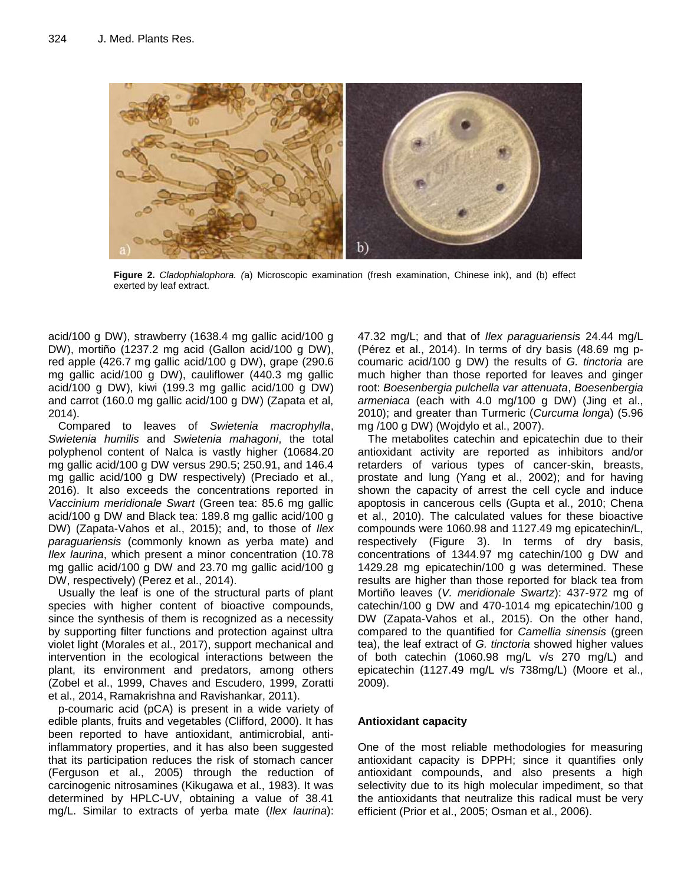**Figure 2.** *Cladophialophora. (*a) Microscopic examination (fresh examination, Chinese ink), and (b) effect exerted by leaf extract.

acid/100 g DW), strawberry (1638.4 mg gallic acid/100 g DW), mortiño (1237.2 mg acid (Gallon acid/100 g DW), red apple (426.7 mg gallic acid/100 g DW), grape (290.6 mg gallic acid/100 g DW), cauliflower (440.3 mg gallic acid/100 g DW), kiwi (199.3 mg gallic acid/100 g DW) and carrot (160.0 mg gallic acid/100 g DW) (Zapata et al, 2014).

Compared to leaves of *Swietenia macrophylla*, *Swietenia humilis* and *Swietenia mahagoni*, the total polyphenol content of Nalca is vastly higher (10684.20 mg gallic acid/100 g DW versus 290.5; 250.91, and 146.4 mg gallic acid/100 g DW respectively) (Preciado et al., 2016). It also exceeds the concentrations reported in *Vaccinium meridionale Swart* (Green tea: 85.6 mg gallic acid/100 g DW and Black tea: 189.8 mg gallic acid/100 g DW) (Zapata-Vahos et al., 2015); and, to those of *Ilex paraguariensis* (commonly known as yerba mate) and *Ilex laurina*, which present a minor concentration (10.78 mg gallic acid/100 g DW and 23.70 mg gallic acid/100 g DW, respectively) (Perez et al., 2014).

Usually the leaf is one of the structural parts of plant species with higher content of bioactive compounds, since the synthesis of them is recognized as a necessity by supporting filter functions and protection against ultra violet light (Morales et al., 2017), support mechanical and intervention in the ecological interactions between the plant, its environment and predators, among others (Zobel et al., 1999, Chaves and Escudero, 1999, Zoratti et al., 2014, Ramakrishna and Ravishankar, 2011).

p-coumaric acid (pCA) is present in a wide variety of edible plants, fruits and vegetables (Clifford, 2000). It has been reported to have antioxidant, antimicrobial, anti-inflammatory properties, and it has also been suggested that its participation reduces the risk of stomach cancer (Ferguson et al., 2005) through the reduction of carcinogenic nitrosamines (Kikugawa et al., 1983). It was determined by HPLC-UV, obtaining a value of 38.41 mg/L. Similar to extracts of yerba mate (*Ilex laurina*): 47.32 mg/L; and that of *Ilex paraguariensis* 24.44 mg/L (Pérez et al., 2014). In terms of dry basis (48.69 mg p-coumaric acid/100 g DW) the results of *G. tinctoria* are much higher than those reported for leaves and ginger root: *Boesenbergia pulchella var attenuata*, *Boesenbergia armeniaca* (each with 4.0 mg/100 g DW) (Jing et al., 2010); and greater than Turmeric (*Curcuma longa*) (5.96 mg /100 g DW) (Wojdylo et al., 2007).

The metabolites catechin and epicatechin due to their antioxidant activity are reported as inhibitors and/or retarders of various types of cancer-skin, breasts, prostate and lung (Yang et al., 2002); and for having shown the capacity of arrest the cell cycle and induce apoptosis in cancerous cells (Gupta et al., 2010; Chena et al., 2010). The calculated values for these bioactive compounds were 1060.98 and 1127.49 mg epicatechin/L, respectively (Figure 3). In terms of dry basis, concentrations of 1344.97 mg catechin/100 g DW and 1429.28 mg epicatechin/100 g was determined. These results are higher than those reported for black tea from Mortiño leaves (*V. meridionale Swartz*): 437-972 mg of catechin/100 g DW and 470-1014 mg epicatechin/100 g DW (Zapata-Vahos et al., 2015). On the other hand, compared to the quantified for *Camellia sinensis* (green tea), the leaf extract of *G. tinctoria* showed higher values of both catechin (1060.98 mg/L v/s 270 mg/L) and epicatechin (1127.49 mg/L v/s 738mg/L) (Moore et al., 2009).

## Antioxidant capacity

One of the most reliable methodologies for measuring antioxidant capacity is DPPH; since it quantifies only antioxidant compounds, and also presents a high selectivity due to its high molecular impediment, so that the antioxidants that neutralize this radical must be very efficient (Prior et al., 2005; Osman et al., 2006).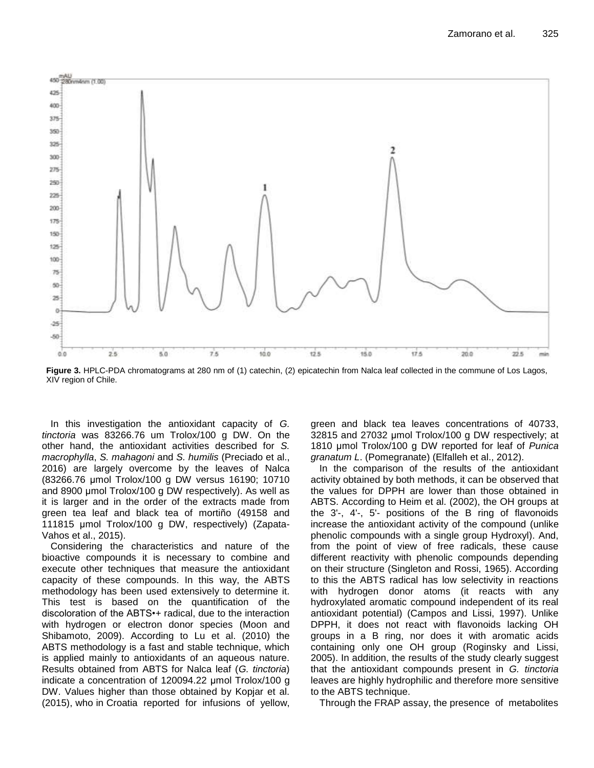**Figure 3.** HPLC-PDA chromatograms at 280 nm of (1) catechin, (2) epicatechin from Nalca leaf collected in the commune of Los Lagos, XIV region of Chile.

In this investigation the antioxidant capacity of *G. tinctoria* was 83266.76 um Trolox/100 g DW. On the other hand, the antioxidant activities described for *S. macrophylla*, *S. mahagoni* and *S. humilis* (Preciado et al., 2016) are largely overcome by the leaves of Nalca (83266.76 µmol Trolox/100 g DW versus 16190; 10710 and 8900 µmol Trolox/100 g DW respectively). As well as it is larger and in the order of the extracts made from green tea leaf and black tea of mortiño (49158 and 111815 µmol Trolox/100 g DW, respectively) (Zapata-Vahos et al., 2015).

Considering the characteristics and nature of the bioactive compounds it is necessary to combine and execute other techniques that measure the antioxidant capacity of these compounds. In this way, the ABTS methodology has been used extensively to determine it. This test is based on the quantification of the discoloration of the ABTS•+ radical, due to the interaction with hydrogen or electron donor species (Moon and Shibamoto, 2009). According to Lu et al. (2010) the ABTS methodology is a fast and stable technique, which is applied mainly to antioxidants of an aqueous nature. Results obtained from ABTS for Nalca leaf (*G. tinctoria*) indicate a concentration of 120094.22 µmol Trolox/100 g DW. Values higher than those obtained by Kopjar et al. (2015), who in Croatia reported for infusions of yellow, green and black tea leaves concentrations of 40733, 32815 and 27032 µmol Trolox/100 g DW respectively; at 1810 µmol Trolox/100 g DW reported for leaf of *Punica granatum L*. (Pomegranate) (Elfalleh et al., 2012).

In the comparison of the results of the antioxidant activity obtained by both methods, it can be observed that the values for DPPH are lower than those obtained in ABTS. According to Heim et al. (2002), the OH groups at the 3'-, 4'-, 5'- positions of the B ring of flavonoids increase the antioxidant activity of the compound (unlike phenolic compounds with a single group Hydroxyl). And, from the point of view of free radicals, these cause different reactivity with phenolic compounds depending on their structure (Singleton and Rossi, 1965). According to this the ABTS radical has low selectivity in reactions with hydrogen donor atoms (it reacts with any hydroxylated aromatic compound independent of its real antioxidant potential) (Campos and Lissi, 1997). Unlike DPPH, it does not react with flavonoids lacking OH groups in a B ring, nor does it with aromatic acids containing only one OH group (Roginsky and Lissi, 2005). In addition, the results of the study clearly suggest that the antioxidant compounds present in *G. tinctoria* leaves are highly hydrophilic and therefore more sensitive to the ABTS technique.

Through the FRAP assay, the presence of metabolites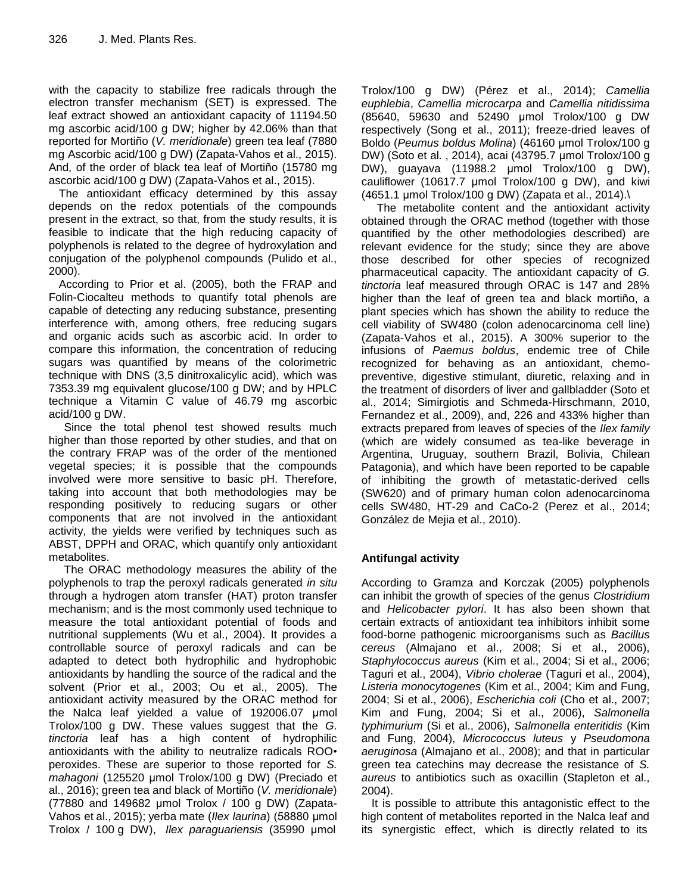with the capacity to stabilize free radicals through the electron transfer mechanism (SET) is expressed. The leaf extract showed an antioxidant capacity of 11194.50 mg ascorbic acid/100 g DW; higher by 42.06% than that reported for Mortiño (*V. meridionale*) green tea leaf (7880 mg Ascorbic acid/100 g DW) (Zapata-Vahos et al., 2015). And, of the order of black tea leaf of Mortiño (15780 mg ascorbic acid/100 g DW) (Zapata-Vahos et al., 2015).

The antioxidant efficacy determined by this assay depends on the redox potentials of the compounds present in the extract, so that, from the study results, it is feasible to indicate that the high reducing capacity of polyphenols is related to the degree of hydroxylation and conjugation of the polyphenol compounds (Pulido et al., 2000).

According to Prior et al. (2005), both the FRAP and Folin-Ciocalteu methods to quantify total phenols are capable of detecting any reducing substance, presenting interference with, among others, free reducing sugars and organic acids such as ascorbic acid. In order to compare this information, the concentration of reducing sugars was quantified by means of the colorimetric technique with DNS (3,5 dinitroxalicylic acid), which was 7353.39 mg equivalent glucose/100 g DW; and by HPLC technique a Vitamin C value of 46.79 mg ascorbic acid/100 g DW.

Since the total phenol test showed results much higher than those reported by other studies, and that on the contrary FRAP was of the order of the mentioned vegetal species; it is possible that the compounds involved were more sensitive to basic pH. Therefore, taking into account that both methodologies may be responding positively to reducing sugars or other components that are not involved in the antioxidant activity, the yields were verified by techniques such as ABST, DPPH and ORAC, which quantify only antioxidant metabolites.

The ORAC methodology measures the ability of the polyphenols to trap the peroxyl radicals generated *in situ* through a hydrogen atom transfer (HAT) proton transfer mechanism; and is the most commonly used technique to measure the total antioxidant potential of foods and nutritional supplements (Wu et al., 2004). It provides a controllable source of peroxyl radicals and can be adapted to detect both hydrophilic and hydrophobic antioxidants by handling the source of the radical and the solvent (Prior et al., 2003; Ou et al., 2005). The antioxidant activity measured by the ORAC method for the Nalca leaf yielded a value of 192006.07 μmol Trolox/100 g DW. These values suggest that the *G. tinctoria* leaf has a high content of hydrophilic antioxidants with the ability to neutralize radicals ROO• peroxides. These are superior to those reported for *S. mahagoni* (125520 μmol Trolox/100 g DW) (Preciado et al., 2016); green tea and black of Mortiño (*V. meridionale*) (77880 and 149682 μmol Trolox / 100 g DW) (Zapata-Vahos et al., 2015); yerba mate (*Ilex laurina*) (58880 μmol Trolox / 100 g DW), *Ilex paraguariensis* (35990 μmol Trolox/100 g DW) (Pérez et al., 2014); *Camellia euphlebia*, *Camellia microcarpa* and *Camellia nitidissima* (85640, 59630 and 52490 μmol Trolox/100 g DW respectively (Song et al., 2011); freeze-dried leaves of Boldo (*Peumus boldus Molina*) (46160 μmol Trolox/100 g DW) (Soto et al. , 2014), acai (43795.7 μmol Trolox/100 g DW), guayava (11988.2 μmol Trolox/100 g DW), cauliflower (10617.7 μmol Trolox/100 g DW), and kiwi (4651.1 μmol Trolox/100 g DW) (Zapata et al., 2014).\

The metabolite content and the antioxidant activity obtained through the ORAC method (together with those quantified by the other methodologies described) are relevant evidence for the study; since they are above those described for other species of recognized pharmaceutical capacity. The antioxidant capacity of *G. tinctoria* leaf measured through ORAC is 147 and 28% higher than the leaf of green tea and black mortiño, a plant species which has shown the ability to reduce the cell viability of SW480 (colon adenocarcinoma cell line) (Zapata-Vahos et al., 2015). A 300% superior to the infusions of *Paemus boldus*, endemic tree of Chile recognized for behaving as an antioxidant, chemo-preventive, digestive stimulant, diuretic, relaxing and in the treatment of disorders of liver and gallbladder (Soto et al., 2014; Simirgiotis and Schmeda-Hirschmann, 2010, Fernandez et al., 2009), and, 226 and 433% higher than extracts prepared from leaves of species of the *Ilex family* (which are widely consumed as tea-like beverage in Argentina, Uruguay, southern Brazil, Bolivia, Chilean Patagonia), and which have been reported to be capable of inhibiting the growth of metastatic-derived cells (SW620) and of primary human colon adenocarcinoma cells SW480, HT-29 and CaCo-2 (Perez et al., 2014; González de Mejia et al., 2010).

## Antifungal activity

According to Gramza and Korczak (2005) polyphenols can inhibit the growth of species of the genus *Clostridium* and *Helicobacter pylori*. It has also been shown that certain extracts of antioxidant tea inhibitors inhibit some food-borne pathogenic microorganisms such as *Bacillus cereus* (Almajano et al., 2008; Si et al., 2006), *Staphylococcus aureus* (Kim et al., 2004; Si et al., 2006; Taguri et al., 2004), *Vibrio cholerae* (Taguri et al., 2004), *Listeria monocytogenes* (Kim et al., 2004; Kim and Fung, 2004; Si et al., 2006), *Escherichia coli* (Cho et al., 2007; Kim and Fung, 2004; Si et al., 2006), *Salmonella typhimurium* (Si et al., 2006), *Salmonella enteritidis* (Kim and Fung, 2004), *Micrococcus luteus* y *Pseudomona aeruginosa* (Almajano et al., 2008); and that in particular green tea catechins may decrease the resistance of *S. aureus* to antibiotics such as oxacillin (Stapleton et al., 2004).

It is possible to attribute this antagonistic effect to the high content of metabolites reported in the Nalca leaf and its synergistic effect, which is directly related to its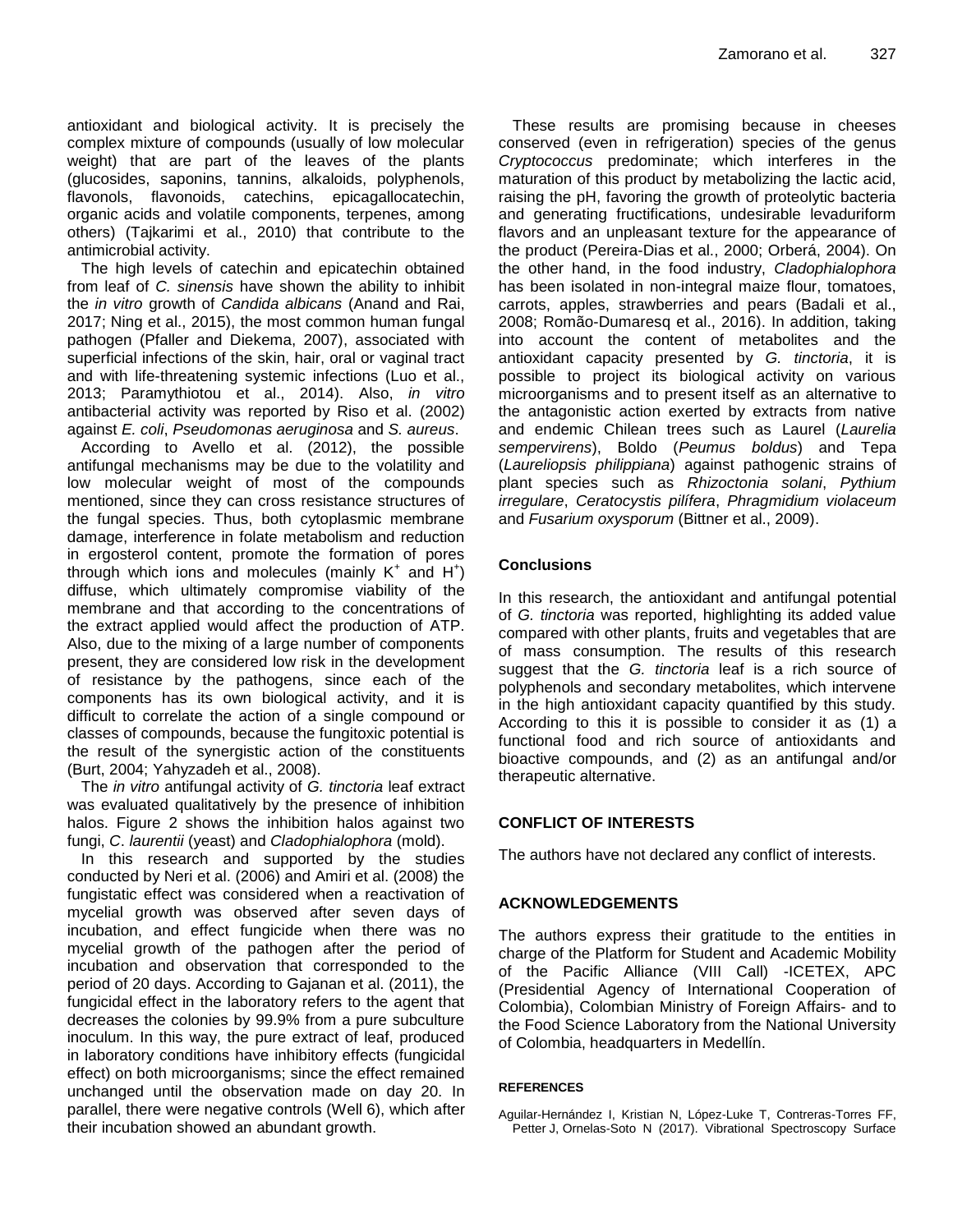antioxidant and biological activity. It is precisely the complex mixture of compounds (usually of low molecular weight) that are part of the leaves of the plants (glucosides, saponins, tannins, alkaloids, polyphenols, flavonols, flavonoids, catechins, epicagallocatechin, organic acids and volatile components, terpenes, among others) (Tajkarimi et al., 2010) that contribute to the antimicrobial activity.

The high levels of catechin and epicatechin obtained from leaf of *C. sinensis* have shown the ability to inhibit the *in vitro* growth of *Candida albicans* (Anand and Rai, 2017; Ning et al., 2015), the most common human fungal pathogen (Pfaller and Diekema, 2007), associated with superficial infections of the skin, hair, oral or vaginal tract and with life-threatening systemic infections (Luo et al., 2013; Paramythiotou et al., 2014). Also, *in vitro* antibacterial activity was reported by Riso et al. (2002) against *E. coli*, *Pseudomonas aeruginosa* and *S. aureus*.

According to Avello et al. (2012), the possible antifungal mechanisms may be due to the volatility and low molecular weight of most of the compounds mentioned, since they can cross resistance structures of the fungal species. Thus, both cytoplasmic membrane damage, interference in folate metabolism and reduction in ergosterol content, promote the formation of pores through which ions and molecules (mainly $K^+$ and $H^+$) diffuse, which ultimately compromise viability of the membrane and that according to the concentrations of the extract applied would affect the production of ATP. Also, due to the mixing of a large number of components present, they are considered low risk in the development of resistance by the pathogens, since each of the components has its own biological activity, and it is difficult to correlate the action of a single compound or classes of compounds, because the fungitoxic potential is the result of the synergistic action of the constituents (Burt, 2004; Yahyzadeh et al., 2008).

The *in vitro* antifungal activity of *G. tinctoria* leaf extract was evaluated qualitatively by the presence of inhibition halos. Figure 2 shows the inhibition halos against two fungi, *C*. *laurentii* (yeast) and *Cladophialophora* (mold).

In this research and supported by the studies conducted by Neri et al. (2006) and Amiri et al. (2008) the fungistatic effect was considered when a reactivation of mycelial growth was observed after seven days of incubation, and effect fungicide when there was no mycelial growth of the pathogen after the period of incubation and observation that corresponded to the period of 20 days. According to Gajanan et al. (2011), the fungicidal effect in the laboratory refers to the agent that decreases the colonies by 99.9% from a pure subculture inoculum. In this way, the pure extract of leaf, produced in laboratory conditions have inhibitory effects (fungicidal effect) on both microorganisms; since the effect remained unchanged until the observation made on day 20. In parallel, there were negative controls (Well 6), which after their incubation showed an abundant growth.

These results are promising because in cheeses conserved (even in refrigeration) species of the genus *Cryptococcus* predominate; which interferes in the maturation of this product by metabolizing the lactic acid, raising the pH, favoring the growth of proteolytic bacteria and generating fructifications, undesirable levaduriform flavors and an unpleasant texture for the appearance of the product (Pereira-Dias et al., 2000; Orberá, 2004). On the other hand, in the food industry, *Cladophialophora* has been isolated in non-integral maize flour, tomatoes, carrots, apples, strawberries and pears (Badali et al., 2008; Romão-Dumaresq et al., 2016). In addition, taking into account the content of metabolites and the antioxidant capacity presented by *G. tinctoria*, it is possible to project its biological activity on various microorganisms and to present itself as an alternative to the antagonistic action exerted by extracts from native and endemic Chilean trees such as Laurel (*Laurelia sempervirens*), Boldo (*Peumus boldus*) and Tepa (*Laureliopsis philippiana*) against pathogenic strains of plant species such as *Rhizoctonia solani*, *Pythium irregulare*, *Ceratocystis pilífera*, *Phragmidium violaceum* and *Fusarium oxysporum* (Bittner et al., 2009).

## Conclusions

In this research, the antioxidant and antifungal potential of *G. tinctoria* was reported, highlighting its added value compared with other plants, fruits and vegetables that are of mass consumption. The results of this research suggest that the *G. tinctoria* leaf is a rich source of polyphenols and secondary metabolites, which intervene in the high antioxidant capacity quantified by this study. According to this it is possible to consider it as (1) a functional food and rich source of antioxidants and bioactive compounds, and (2) as an antifungal and/or therapeutic alternative.

## CONFLICT OF INTERESTS

The authors have not declared any conflict of interests.

## ACKNOWLEDGEMENTS

The authors express their gratitude to the entities in charge of the Platform for Student and Academic Mobility of the Pacific Alliance (VIII Call) -ICETEX, APC (Presidential Agency of International Cooperation of Colombia), Colombian Ministry of Foreign Affairs- and to the Food Science Laboratory from the National University of Colombia, headquarters in Medellín.

### REFERENCES

Aguilar-Hernández I, Kristian N, López-Luke T, Contreras-Torres FF, Petter J, Ornelas-Soto N (2017). Vibrational Spectroscopy Surface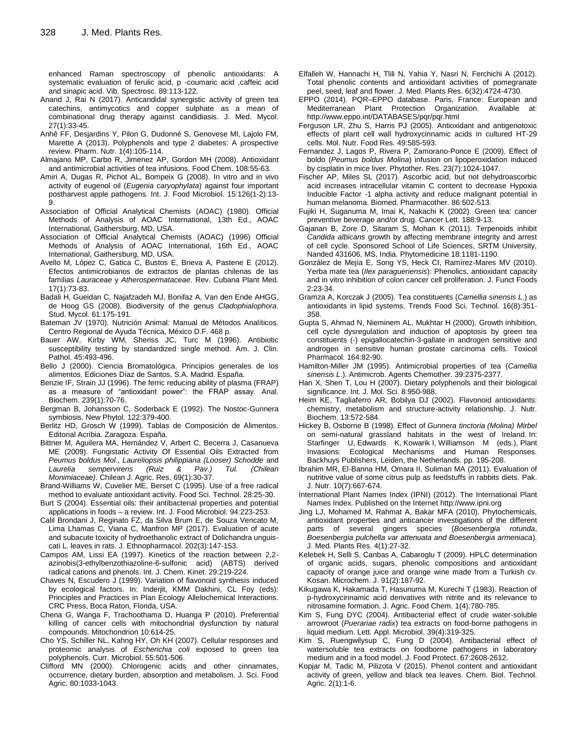enhanced Raman spectroscopy of phenolic antioxidants: A systematic evaluation of ferulic acid, p -coumaric acid ,caffeic acid and sinapic acid. Vib. Spectrosc. 89:113-122.

Anand J, Rai N (2017). Anticandidal synergistic activity of green tea catechins, antimycotics and copper sulphate as a mean of combinational drug therapy against candidiasis. J. Med. Mycol. 27(1):33-45.

Anhê FF, Desjardins Y, Pilon G, Dudonné S, Genovese MI, Lajolo FM, Marette A (2013). Polyphenols and type 2 diabetes: A prospective review. Pharm. Nutr. 1(4):105-114.

Almajano MP, Carbo R, Jimenez AP, Gordon MH (2008). Antioxidant and antimicrobial activities of tea infusions. Food Chem. 108:55-63.

Amiri A, Dugas R, Pichot AL, Bompeix G (2008). In vitro and in vivo activity of eugenol oil (*Eugenia caryophylata*) against four important postharvest apple pathogens. Int. J. Food Microbiol. 15:126(1-2):13-9.

Association of Official Analytical Chemists (AOAC) (1980). Official Methods of Analysis of AOAC International, 13th Ed., AOAC International, Gaithersburg, MD, USA.

Association of Official Analytical Chemists (AOAC) (1996) Official Methods of Analysis of AOAC International, 16th Ed., AOAC International, Gaithersburg, MD, USA.

Avello M, López C, Gatica C, Bustos E, Brieva A, Pastene E (2012). Efectos antimicrobianos de extractos de plantas chilenas de las familias *Lauraceae* y *Atherospermataceae*. Rev. Cubana Plant Med. 17(1):73-83.

Badali H, Gueidan C, Najafzadeh MJ, Bonifaz A, Van den Ende AHGG, de Hoog GS (2008). Biodiversity of the genus *Cladophialophora*. Stud. Mycol. 61:175-191.

Bateman JV (1970). Nutrición Animal: Manual de Métodos Analíticos. Centro Regional de Ayuda Técnica, México D.F. 468 p.

Bauer AW, Kirby WM, Sheriss JC, Turc M (1996). Antibiotic susceptibility testing by standardized single method. Am. J. Clin. Pathol. 45:493-496.

Bello J (2000). Ciencia Bromatológica. Principios generales de los alimentos. Ediciones Díaz de Santos, S.A. Madrid. España.

Benzie IF, Strain JJ (1996). The ferric reducing ability of plasma (FRAP) as a measure of "antioxidant power": the FRAP assay. Anal. Biochem. 239(1):70-76.

Bergman B, Johansson C, Soderback E (1992). The Nostoc-Gunnera symbiosis. New Phytol. 122:379-400.

Berlitz HD, Grosch W (1999). Tablas de Composición de Alimentos. Editorial Acribia. Zaragoza. España.

Bittner M, Aguilera MA, Hernández V, Arbert C, Becerra J, Casanueva ME (2009). Fungistatic Activity Of Essential Oils Extracted from *Peumus boldus Mol*., *Laureliopsis philippiana (Looser) Schodde* and *Laurelia sempervirens (Ruiz & Pav.) Tul. (Chilean Monimiaceae)*. Chilean J. Agric. Res. 69(1):30-37.

Brand-Williams W, Cuvelier ME, Berset C (1995). Use of a free radical method to evaluate antioxidant activity. Food Sci. Technol. 28:25-30.

Burt S (2004). Essential oils: their antibacterial properties and potential applications in foods – a review. Int. J. Food Microbiol. 94:223-253.

Calil Brondani J, Reginato FZ, da Silva Brum E, de Souza Vencato M, Lima Lhamas C, Viana C, Manfron MP (2017). Evaluation of acute and subacute toxicity of hydroethanolic extract of Dolichandra unguis-cati L. leaves in rats. J. Ethnopharmacol. 202(3):147-153.

Campos AM, Lissi EA (1997). Kinetics of the reaction between 2,2-azinobis(3-ethylbenzothiazoline-6-sulfonic acid) (ABTS) derived radical cations and phenols. Int. J. Chem. Kinet. 29:219-224.

Chaves N, Escudero J (1999). Variation of flavonoid synthesis induced by ecological factors. In: Inderjit, KMM Dakhini, CL Foy (eds): Principles and Practices in Plan Ecology Allelochemical Interactions. CRC Press, Boca Raton, Florida, USA.

Chena G, Wanga F, Trachoothama D, Huanga P (2010). Preferential killing of cancer cells with mitochondrial dysfunction by natural compounds. Mitochondrion 10:614-25.

Cho YS, Schiller NL, Kahng HY, Oh KH (2007). Cellular responses and proteomic analysis of *Escherichia coli* exposed to green tea polyphenols. Curr. Microbiol. 55:501-506.

Clifford MN (2000). Chlorogenic acids and other cinnamates, occurrence, dietary burden, absorption and metabolism. J. Sci. Food Agric. 80:1033-1043.

Elfalleh W, Hannachi H, Tlili N, Yahia Y, Nasri N, Ferchichi A (2012). Total phenolic contents and antioxidant activities of pomegranate peel, seed, leaf and flower. J. Med. Plants Res. 6(32):4724-4730.

EPPO (2014). PQR–EPPO database. Paris, France: European and Mediterranean Plant Protection Organization. Available at: http://www.eppo.int/DATABASES/pqr/pqr.html

Ferguson LR, Zhu S, Harris PJ (2005). Antioxidant and antigenotoxic effects of plant cell wall hydroxycinnamic acids in cultured HT-29 cells. Mol. Nutr. Food Res. 49:585-593.

Fernandez J, Lagos P, Rivera P, Zamorano-Ponce E (2009). Effect of boldo (*Peumus boldus Molina*) infusion on lipoperoxidation induced by cisplatin in mice liver. Phytother. Res. 23(7):1024-1047.

Fischer AP, Miles SL (2017). Ascorbic acid, but not dehydroascorbic acid increases intracellular vitamin C content to decrease Hypoxia Inducible Factor -1 alpha activity and reduce malignant potential in human melanoma. Biomed. Pharmacother. 86:502-513.

Fujiki H, Suganuma M, Imai K, Nakachi K (2002). Green tea: cancer preventive beverage and/or drug. Cancer Lett. 188:9-13.

Gajanan B, Zore D, Sitaram S, Mohan K (2011). Terpenoids inhibit *Candida albicans* growth by affecting membrane integrity and arrest of cell cycle. Sponsored School of Life Sciences, SRTM University, Nanded 431606, MS, India. Phytomedicine 18:1181-1190.

González de Mejía E, Song YS, Heck CI, Ramírez-Mares MV (2010). Yerba mate tea (*Ilex paraguериensis*): Phenolics, antioxidant capacity and in vitro inhibition of colon cancer cell proliferation. J. Funct Foods 2:23-34.

Gramza A, Korczak J (2005). Tea constituents (*Camellia sinensis L*.) as antioxidants in lipid systems. Trends Food Sci. Technol. 16(8):351-358.

Gupta S, Ahmad N, Nieminem AL, Mukhtar H (2000). Growth inhibition, cell cycle dysregulation and induction of apoptosis by green tea constituents (-) epigallocatechin-3-gallate in androgen sensitive and androgen in sensitive human prostate carcinoma cells. Toxicol Pharmacol. 164:82-90.

Hamilton-Miller JM (1995). Antimicrobial properties of tea (*Camellia sinensis L*.). Antimicrob. Agents Chemother. 39:2375-2377.

Han X, Shen T, Lou H (2007). Dietary polyphenols and their biological significance. Int. J. Mol. Sci. 8:950-988.

Heim KE, Tagliaferro AR, Bobilya DJ (2002). Flavonoid antioxidants: chemistry, metabolism and structure-activity relationship. J. Nutr. Biochem. 13:572-584.

Hickey B, Osborne B (1998). Effect of *Gunnera tinctoria (Molina) Mirbel* on semi-natural grassland habitats in the west of Ireland. In: Starfinger U, Edwards K, Kowarik I, Williamson M (eds.), Plant Invasions: Ecological Mechanisms and Human Responses. Backhuys Publishers, Leiden, the Netherlands. pp. 195-208.

Ibrahim MR, El-Banna HM, Omara II, Suliman MA (2011). Evaluation of nutritive value of some citrus pulp as feedstuffs in rabbits diets. Pak. J. Nutr. 10(7):667-674.

International Plant Names Index (IPNI) (2012). The International Plant Names Index. Published on the Internet http://www.ipni.org

Jing LJ, Mohamed M, Rahmat A, Bakar MFA (2010). Phytochemicals, antioxidant properties and anticancer investigations of the different parts of several gingers species (*Boesenbergia rotunda*, *Boesenbergia pulchella var attenuata and Boesenbergia armeniaca*). J. Med. Plants Res. 4(1):27-32.

Kelebek H, Selli S, Canbas A, Cabaroglu T (2009). HPLC determination of organic acids, sugars, phenolic compositions and antioxidant capacity of orange juice and orange wine made from a Turkish cv. Kosan. Microchem. J. 91(2):187-92.

Kikugawa K, Hakamada T, Hasunuma M, Kurechi T (1983). Reaction of p-hydroxycinnamic acid derivatives with nitrite and its relevance to nitrosamine formation. J. Agric. Food Chem. 1(4):780-785.

Kim S, Fung DYC (2004). Antibacterial effect of crude water-soluble arrowroot (*Puerariae radix*) tea extracts on food-borne pathogens in liquid medium. Lett. Appl. Microbiol. 39(4):319-325.

Kim S, Ruengwilysup C, Fung D (2004). Antibacterial effect of watersoluble tea extracts on foodborne pathogens in laboratory medium and in a food model. J. Food Protect. 67:2608-2612.

Kopjar M, Tadic M, Pilizota V (2015). Phenol content and antioxidant activity of green, yellow and black tea leaves. Chem. Biol. Technol. Agric. 2(1):1-6.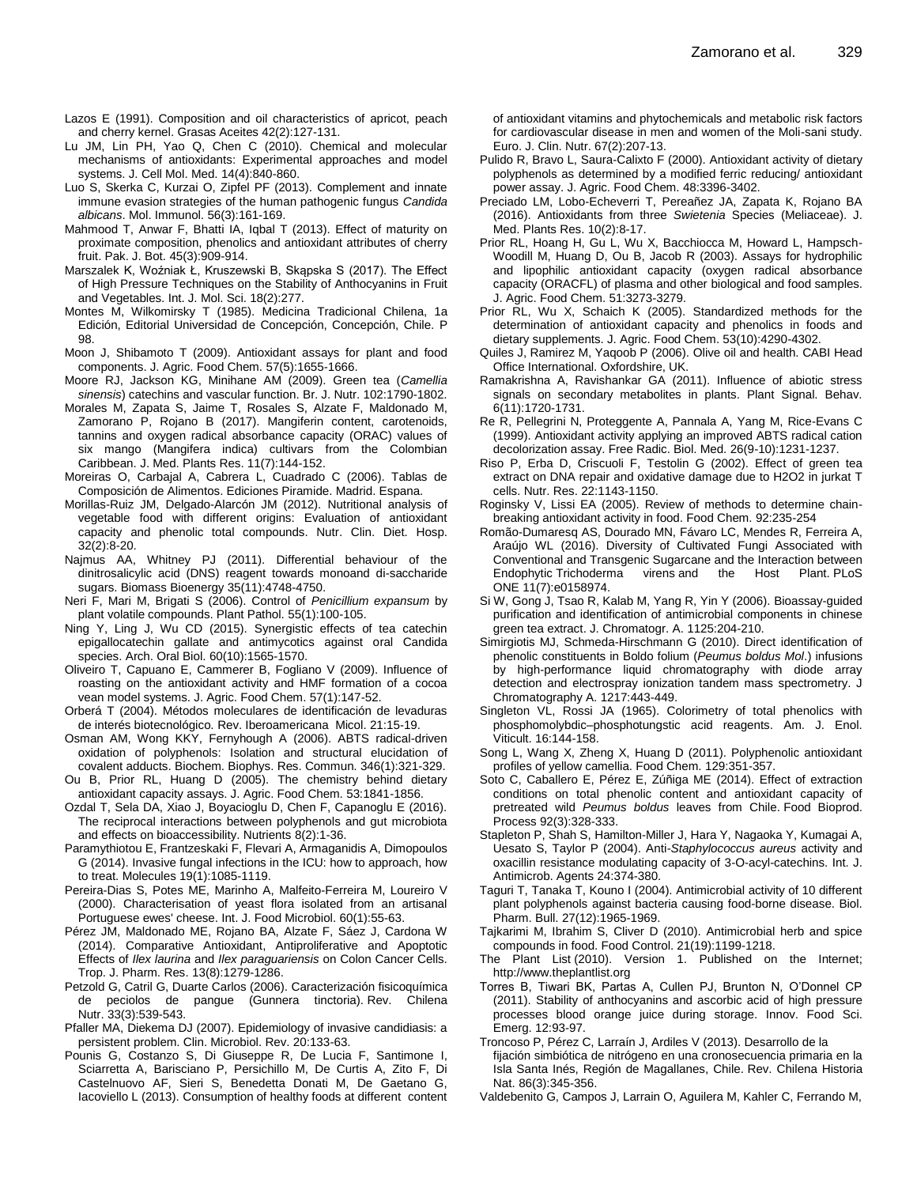Lazos E (1991). Composition and oil characteristics of apricot, peach and cherry kernel. Grasas Aceites 42(2):127-131.

Lu JM, Lin PH, Yao Q, Chen C (2010). Chemical and molecular mechanisms of antioxidants: Experimental approaches and model systems. J. Cell Mol. Med. 14(4):840-860.

Luo S, Skerka C, Kurzai O, Zipfel PF (2013). Complement and innate immune evasion strategies of the human pathogenic fungus *Candida albicans*. Mol. Immunol. 56(3):161-169.

Mahmood T, Anwar F, Bhatti IA, Iqbal T (2013). Effect of maturity on proximate composition, phenolics and antioxidant attributes of cherry fruit. Pak. J. Bot. 45(3):909-914.

Marszalek K, Woźniak Ł, Kruszewski B, Skąpska S (2017). The Effect of High Pressure Techniques on the Stability of Anthocyanins in Fruit and Vegetables. Int. J. Mol. Sci. 18(2):277.

Montes M, Wilkomirsky T (1985). Medicina Tradicional Chilena, 1a Edición, Editorial Universidad de Concepción, Concepción, Chile. P 98.

Moon J, Shibamoto T (2009). Antioxidant assays for plant and food components. J. Agric. Food Chem. 57(5):1655-1666.

Moore RJ, Jackson KG, Minihane AM (2009). Green tea (*Camellia sinensis*) catechins and vascular function. Br. J. Nutr. 102:1790-1802.

Morales M, Zapata S, Jaime T, Rosales S, Alzate F, Maldonado M, Zamorano P, Rojano B (2017). Mangiferin content, carotenoids, tannins and oxygen radical absorbance capacity (ORAC) values of six mango (Mangifera indica) cultivars from the Colombian Caribbean. J. Med. Plants Res. 11(7):144-152.

Moreiras O, Carbajal A, Cabrera L, Cuadrado C (2006). Tablas de Composición de Alimentos. Ediciones Piramide. Madrid. Espana.

Morillas-Ruiz JM, Delgado-Alarcón JM (2012). Nutritional analysis of vegetable food with different origins: Evaluation of antioxidant capacity and phenolic total compounds. Nutr. Clin. Diet. Hosp. 32(2):8-20.

Najmus AA, Whitney PJ (2011). Differential behaviour of the dinitrosalicylic acid (DNS) reagent towards monoand di-saccharide sugars. Biomass Bioenergy 35(11):4748-4750.

Neri F, Mari M, Brigati S (2006). Control of *Penicillium expansum* by plant volatile compounds. Plant Pathol. 55(1):100-105.

Ning Y, Ling J, Wu CD (2015). Synergistic effects of tea catechin epigallocatechin gallate and antimycotics against oral Candida species. Arch. Oral Biol. 60(10):1565-1570.

Oliveiro T, Capuano E, Cammerer B, Fogliano V (2009). Influence of roasting on the antioxidant activity and HMF formation of a cocoa vean model systems. J. Agric. Food Chem. 57(1):147-52.

Orberá T (2004). Métodos moleculares de identificación de levaduras de interés biotecnológico. Rev. Iberoamericana Micol. 21:15-19.

Osman AM, Wong KKY, Fernyhough A (2006). ABTS radical-driven oxidation of polyphenols: Isolation and structural elucidation of covalent adducts. Biochem. Biophys. Res. Commun. 346(1):321-329.

Ou B, Prior RL, Huang D (2005). The chemistry behind dietary antioxidant capacity assays. J. Agric. Food Chem. 53:1841-1856.

Ozdal T, Sela DA, Xiao J, Boyacioglu D, Chen F, Capanoglu E (2016). The reciprocal interactions between polyphenols and gut microbiota and effects on bioaccessibility. Nutrients 8(2):1-36.

Paramythiotou E, Frantzeskaki F, Flevari A, Armaganidis A, Dimopoulos G (2014). Invasive fungal infections in the ICU: how to approach, how to treat. Molecules 19(1):1085-1119.

Pereira-Dias S, Potes ME, Marinho A, Malfeito-Ferreira M, Loureiro V (2000). Characterisation of yeast flora isolated from an artisanal Portuguese ewes' cheese. Int. J. Food Microbiol. 60(1):55-63.

Pérez JM, Maldonado ME, Rojano BA, Alzate F, Sáez J, Cardona W (2014). Comparative Antioxidant, Antiproliferative and Apoptotic Effects of *Ilex laurina* and *Ilex paraguariensis* on Colon Cancer Cells. Trop. J. Pharm. Res. 13(8):1279-1286.

Petzold G, Catril G, Duarte Carlos (2006). Caracterización fisicoquímica de peciolos de pangue (Gunnera tinctoria). Rev. Chilena Nutr. 33(3):539-543.

Pfaller MA, Diekema DJ (2007). Epidemiology of invasive candidiasis: a persistent problem. Clin. Microbiol. Rev. 20:133-63.

Pounis G, Costanzo S, Di Giuseppe R, De Lucia F, Santimone I, Sciarretta A, Barisciano P, Persichillo M, De Curtis A, Zito F, Di Castelnuovo AF, Sieri S, Benedetta Donati M, De Gaetano G, Iacoviello L (2013). Consumption of healthy foods at different content of antioxidant vitamins and phytochemicals and metabolic risk factors for cardiovascular disease in men and women of the Moli-sani study. Euro. J. Clin. Nutr. 67(2):207-13.

Pulido R, Bravo L, Saura-Calixto F (2000). Antioxidant activity of dietary polyphenols as determined by a modified ferric reducing/ antioxidant power assay. J. Agric. Food Chem. 48:3396-3402.

Preciado LM, Lobo-Echeverri T, Pereañez JA, Zapata K, Rojano BA (2016). Antioxidants from three *Swietenia* Species (Meliaceae). J. Med. Plants Res. 10(2):8-17.

Prior RL, Hoang H, Gu L, Wu X, Bacchiocca M, Howard L, Hampsch-Woodill M, Huang D, Ou B, Jacob R (2003). Assays for hydrophilic and lipophilic antioxidant capacity (oxygen radical absorbance capacity (ORACFL) of plasma and other biological and food samples. J. Agric. Food Chem. 51:3273-3279.

Prior RL, Wu X, Schaich K (2005). Standardized methods for the determination of antioxidant capacity and phenolics in foods and dietary supplements. J. Agric. Food Chem. 53(10):4290-4302.

Quiles J, Ramirez M, Yaqoob P (2006). Olive oil and health. CABI Head Office International. Oxfordshire, UK.

Ramakrishna A, Ravishankar GA (2011). Influence of abiotic stress signals on secondary metabolites in plants. Plant Signal. Behav. 6(11):1720-1731.

Re R, Pellegrini N, Proteggente A, Pannala A, Yang M, Rice-Evans C (1999). Antioxidant activity applying an improved ABTS radical cation decolorization assay. Free Radic. Biol. Med. 26(9-10):1231-1237.

Riso P, Erba D, Criscuoli F, Testolin G (2002). Effect of green tea extract on DNA repair and oxidative damage due to H2O2 in jurkat T cells. Nutr. Res. 22:1143-1150.

Roginsky V, Lissi EA (2005). Review of methods to determine chain-breaking antioxidant activity in food. Food Chem. 92:235-254

Romão-Dumaresq AS, Dourado MN, Fávaro LC, Mendes R, Ferreira A, Araújo WL (2016). Diversity of Cultivated Fungi Associated with Conventional and Transgenic Sugarcane and the Interaction between Endophytic Trichoderma virens and the Host Plant. PLoS ONE 11(7):e0158974.

Si W, Gong J, Tsao R, Kalab M, Yang R, Yin Y (2006). Bioassay-guided purification and identification of antimicrobial components in chinese green tea extract. J. Chromatogr. A. 1125:204-210.

Simirgiotis MJ, Schmeda-Hirschmann G (2010). Direct identification of phenolic constituents in Boldo folium (*Peumus boldus Mol*.) infusions by high-performance liquid chromatography with diode array detection and electrospray ionization tandem mass spectrometry. J Chromatography A. 1217:443-449.

Singleton VL, Rossi JA (1965). Colorimetry of total phenolics with phosphomolybdic–phosphotungstic acid reagents. Am. J. Enol. Viticult. 16:144-158.

Song L, Wang X, Zheng X, Huang D (2011). Polyphenolic antioxidant profiles of yellow camellia. Food Chem. 129:351-357.

Soto C, Caballero E, Pérez E, Zúñiga ME (2014). Effect of extraction conditions on total phenolic content and antioxidant capacity of pretreated wild *Peumus boldus* leaves from Chile. Food Bioprod. Process 92(3):328-333.

Stapleton P, Shah S, Hamilton-Miller J, Hara Y, Nagaoka Y, Kumagai A, Uesato S, Taylor P (2004). Anti-*Staphylococcus aureus* activity and oxacillin resistance modulating capacity of 3-O-acyl-catechins. Int. J. Antimicrob. Agents 24:374-380.

Taguri T, Tanaka T, Kouno I (2004). Antimicrobial activity of 10 different plant polyphenols against bacteria causing food-borne disease. Biol. Pharm. Bull. 27(12):1965-1969.

Tajkarimi M, Ibrahim S, Cliver D (2010). Antimicrobial herb and spice compounds in food. Food Control. 21(19):1199-1218.

The Plant List (2010). Version 1. Published on the Internet; http://www.theplantlist.org

Torres B, Tiwari BK, Partas A, Cullen PJ, Brunton N, O'Donnel CP (2011). Stability of anthocyanins and ascorbic acid of high pressure processes blood orange juice during storage. Innov. Food Sci. Emerg. 12:93-97.

Troncoso P, Pérez C, Larraín J, Ardiles V (2013). Desarrollo de la fijación simbiótica de nitrógeno en una cronosecuencia primaria en la Isla Santa Inés, Región de Magallanes, Chile. Rev. Chilena Historia Nat. 86(3):345-356.

Valdebenito G, Campos J, Larrain O, Aguilera M, Kahler C, Ferrando M,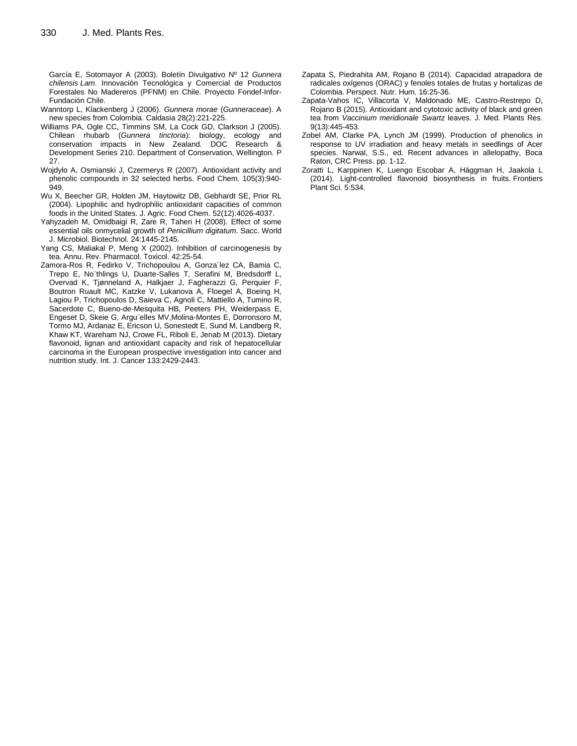García E, Sotomayor A (2003). Boletín Divulgativo Nº 12 *Gunnera chilensis Lam*. Innovación Tecnológica y Comercial de Productos Forestales No Madereros (PFNM) en Chile. Proyecto Fondef-Infor-Fundación Chile.

Wanntorp L, Klackenberg J (2006). *Gunnera morae* (*Gunneraceae*). A new species from Colombia. Caldasia 28(2):221-225.

Williams PA, Ogle CC, Timmins SM, La Cock GD, Clarkson J (2005). Chilean rhubarb (*Gunnera tinctoria*): biology, ecology and conservation impacts in New Zealand. DOC Research & Development Series 210. Department of Conservation, Wellington. P 27.

Wojdylo A, Osmianski J, Czermerys R (2007). Antioxidant activity and phenolic compounds in 32 selected herbs. Food Chem. 105(3):940-949.

Wu X, Beecher GR, Holden JM, Haytowitz DB, Gebhardt SE, Prior RL (2004). Lipophilic and hydrophilic antioxidant capacities of common foods in the United States. J. Agric. Food Chem. 52(12):4026-4037.

Yahyzadeh M, Omidbaigi R, Zare R, Taheri H (2008). Effect of some essential oils onmycelial growth of *Penicillium digitatum*. Sacc. World J. Microbiol. Biotechnol. 24:1445-2145.

Yang CS, Maliakal P, Meng X (2002). Inhibition of carcinogenesis by tea. Annu. Rev. Pharmacol. Toxicol. 42:25-54.

Zamora-Ros R, Fedirko V, Trichopoulou A, Gonza´lez CA, Bamia C, Trepo E, No¨thlings U, Duarte-Salles T, Serafini M, Bredsdorff L, Overvad K, Tjønneland A, Halkjaer J, Fagherazzi G, Perquier F, Boutron Ruault MC, Katzke V, Lukanova A, Floegel A, Boeing H, Lagiou P, Trichopoulos D, Saieva C, Agnoli C, Mattiello A, Tumino R, Sacerdote C, Bueno-de-Mesquita HB, Peeters PH, Weiderpass E, Engeset D, Skeie G, Argu¨elles MV,Molina-Montes E, Dorronsoro M, Tormo MJ, Ardanaz E, Ericson U, Sonestedt E, Sund M, Landberg R, Khaw KT, Wareham NJ, Crowe FL, Riboli E, Jenab M (2013). Dietary flavonoid, lignan and antioxidant capacity and risk of hepatocellular carcinoma in the European prospective investigation into cancer and nutrition study. Int. J. Cancer 133:2429-2443.

Zapata S, Piedrahita AM, Rojano B (2014). Capacidad atrapadora de radicales oxígenos (ORAC) y fenoles totales de frutas y hortalizas de Colombia. Perspect. Nutr. Hum. 16:25-36.

Zapata-Vahos IC, Villacorta V, Maldonado ME, Castro-Restrepo D, Rojano B (2015). Antioxidant and cytotoxic activity of black and green tea from *Vaccinium meridionale Swartz* leaves. J. Med. Plants Res. 9(13):445-453.

Zobel AM, Clarke PA, Lynch JM (1999). Production of phenolics in response to UV irradiation and heavy metals in seedlings of Acer species. Narwal, S.S., ed. Recent advances in allelopathy, Boca Raton, CRC Press. pp. 1-12.

Zoratti L, Karppinen K, Luengo Escobar A, Häggman H, Jaakola L (2014). Light-controlled flavonoid biosynthesis in fruits. Frontiers Plant Sci. 5:534.